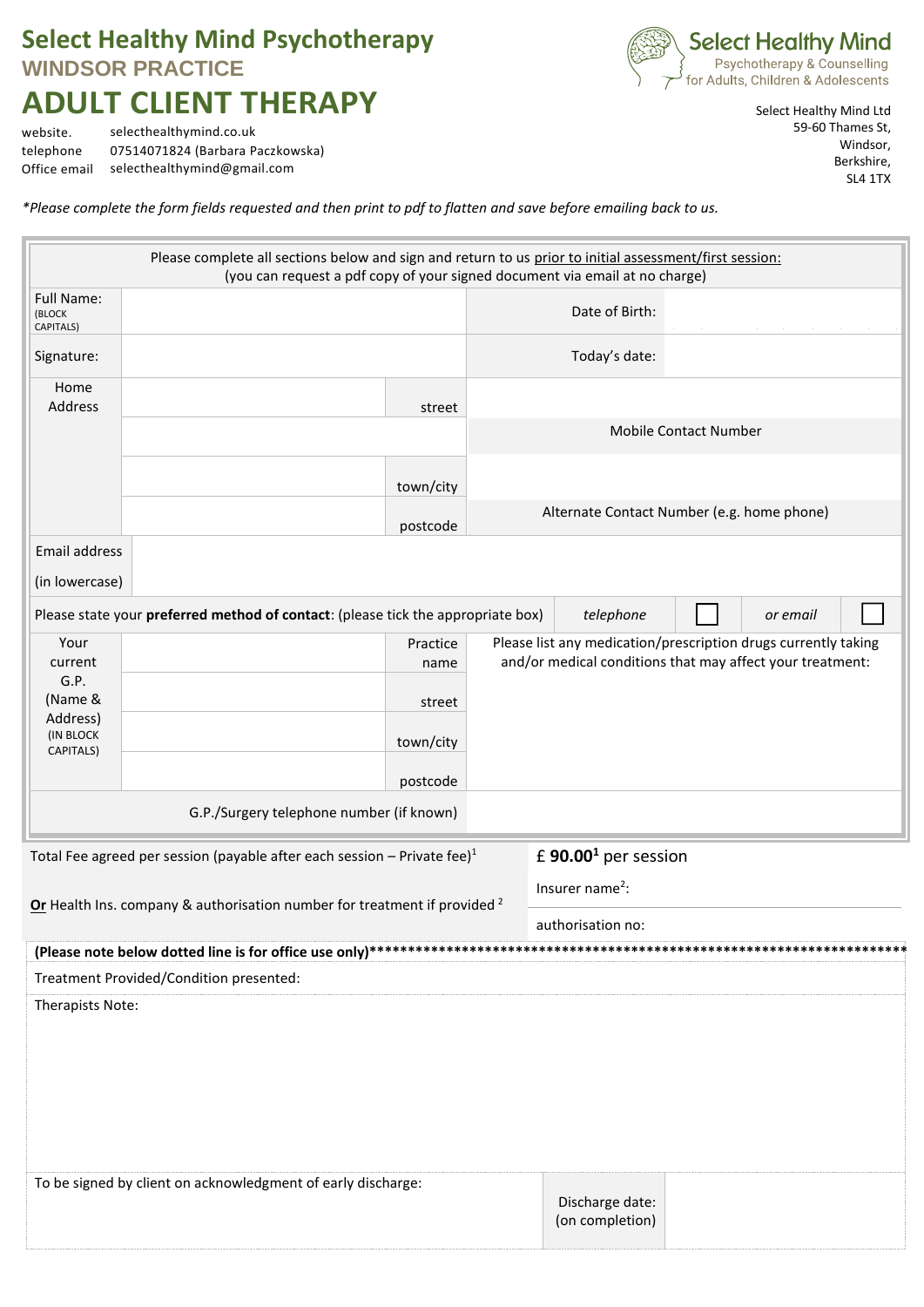# Select Healthy Mind Psychotherapy

## WINDSOR PRACTICE

# ADULT CLIENT THERAPY

website. selecthealthymind.co.uk
telephone 07514071824 (Barbara Paczkowska)
Office email selecthealthymind@gmail.com

Select Healthy Mind
Psychotherapy & Counselling
for Adults, Children & Adolescents

Select Healthy Mind Ltd
59-60 Thames St,
Windsor,
Berkshire,
SL4 1TX

*\*Please complete the form fields requested and then print to pdf to flatten and save before emailing back to us.*

Please complete all sections below and sign and return to us prior to initial assessment/first session:
(you can request a pdf copy of your signed document via email at no charge)

| | | | | |
|---|---|---|---|---|
| Full Name: (BLOCK CAPITALS) | | | Date of Birth: | |
| Signature: | | | Today's date: | |
| Home Address | | street | | |
| | | | Mobile Contact Number | |
| | | town/city | | |
| | | postcode | Alternate Contact Number (e.g. home phone) | |
| Email address (in lowercase) | | | | |

Please state your **preferred method of contact**: (please tick the appropriate box) *telephone* ☐ *or email* ☐

| | | | |
|---|---|---|---|
| Your current G.P. (Name & Address) (IN BLOCK CAPITALS) | | Practice name | Please list any medication/prescription drugs currently taking and/or medical conditions that may affect your treatment: |
| | | street | |
| | | town/city | |
| | | postcode | |
| G.P./Surgery telephone number (if known) | | | |

| | |
|---|---|
| Total Fee agreed per session (payable after each session – Private fee)[1] | £ **90.00**[1] per session |
| **Or** Health Ins. company & authorisation number for treatment if provided [2] | Insurer name[2]: |
| | authorisation no: |

**(Please note below dotted line is for office use only)**\*\*\*\*\*\*\*\*\*\*\*\*\*\*\*\*\*\*\*\*\*\*\*\*\*\*\*\*\*\*\*\*\*\*\*\*\*\*\*\*\*\*\*\*\*\*\*\*\*\*\*\*\*\*\*\*\*\*\*\*\*\*\*\*\*\*\*\*\*\*\*

Treatment Provided/Condition presented:

Therapists Note:

| | | |
|---|---|---|
| To be signed by client on acknowledgment of early discharge: | Discharge date: (on completion) | |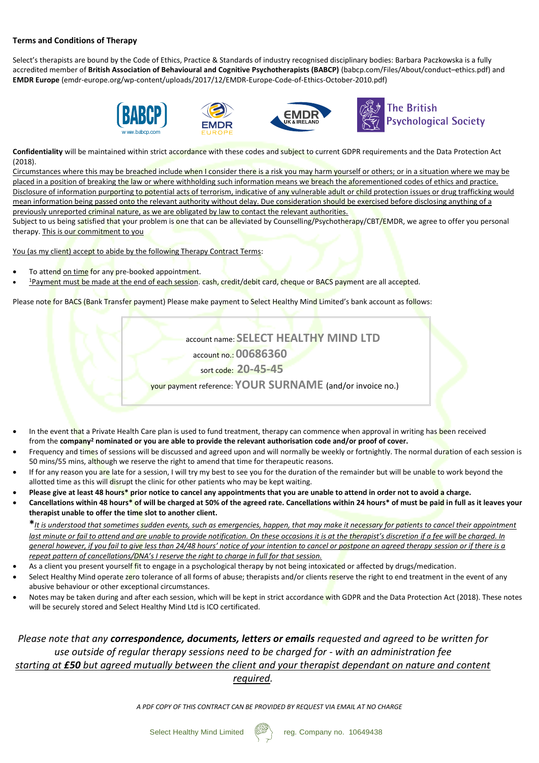**Terms and Conditions of Therapy**

Select's therapists are bound by the Code of Ethics, Practice & Standards of industry recognised disciplinary bodies: Barbara Paczkowska is a fully accredited member of **British Association of Behavioural and Cognitive Psychotherapists (BABCP)** (babcp.com/Files/About/conduct–ethics.pdf) and **EMDR Europe** (emdr-europe.org/wp-content/uploads/2017/12/EMDR-Europe-Code-of-Ethics-October-2010.pdf)

**Confidentiality** will be maintained within strict accordance with these codes and subject to current GDPR requirements and the Data Protection Act (2018).

Circumstances where this may be breached include when I consider there is a risk you may harm yourself or others; or in a situation where we may be placed in a position of breaking the law or where withholding such information means we breach the aforementioned codes of ethics and practice. Disclosure of information purporting to potential acts of terrorism, indicative of any vulnerable adult or child protection issues or drug trafficking would mean information being passed onto the relevant authority without delay. Due consideration should be exercised before disclosing anything of a previously unreported criminal nature, as we are obligated by law to contact the relevant authorities.

Subject to us being satisfied that your problem is one that can be alleviated by Counselling/Psychotherapy/CBT/EMDR, we agree to offer you personal therapy. This is our commitment to you

You (as my client) accept to abide by the following Therapy Contract Terms:

- To attend on time for any pre-booked appointment.
- [1]Payment must be made at the end of each session. cash, credit/debit card, cheque or BACS payment are all accepted.

Please note for BACS (Bank Transfer payment) Please make payment to Select Healthy Mind Limited's bank account as follows:

account name: **SELECT HEALTHY MIND LTD**
account no.: **00686360**
sort code: **20-45-45**
your payment reference: **YOUR SURNAME** (and/or invoice no.)

- In the event that a Private Health Care plan is used to fund treatment, therapy can commence when approval in writing has been received from the **company[2] nominated or you are able to provide the relevant authorisation code and/or proof of cover.**
- Frequency and times of sessions will be discussed and agreed upon and will normally be weekly or fortnightly. The normal duration of each session is 50 mins/55 mins, although we reserve the right to amend that time for therapeutic reasons.
- If for any reason you are late for a session, I will try my best to see you for the duration of the remainder but will be unable to work beyond the allotted time as this will disrupt the clinic for other patients who may be kept waiting.
- **Please give at least 48 hours* prior notice to cancel any appointments that you are unable to attend in order not to avoid a charge.**
- **Cancellations within 48 hours* of will be charged at 50% of the agreed rate. Cancellations within 24 hours* of must be paid in full as it leaves your therapist unable to offer the time slot to another client.**

  ***It is understood that sometimes sudden events, such as emergencies, happen, that may make it necessary for patients to cancel their appointment last minute or fail to attend and are unable to provide notification. On these occasions it is at the therapist's discretion if a fee will be charged. In general however, if you fail to give less than 24/48 hours' notice of your intention to cancel or postpone an agreed therapy session or if there is a repeat pattern of cancellations/DNA's I reserve the right to charge in full for that session.*
- As a client you present yourself fit to engage in a psychological therapy by not being intoxicated or affected by drugs/medication.
- Select Healthy Mind operate zero tolerance of all forms of abuse; therapists and/or clients reserve the right to end treatment in the event of any abusive behaviour or other exceptional circumstances.
- Notes may be taken during and after each session, which will be kept in strict accordance with GDPR and the Data Protection Act (2018). These notes will be securely stored and Select Healthy Mind Ltd is ICO certificated.

*Please note that any **correspondence, documents, letters or emails** requested and agreed to be written for use outside of regular therapy sessions need to be charged for - with an administration fee starting at **£50** but agreed mutually between the client and your therapist dependant on nature and content required.*

*A PDF COPY OF THIS CONTRACT CAN BE PROVIDED BY REQUEST VIA EMAIL AT NO CHARGE*

Select Healthy Mind Limited reg. Company no. 10649438